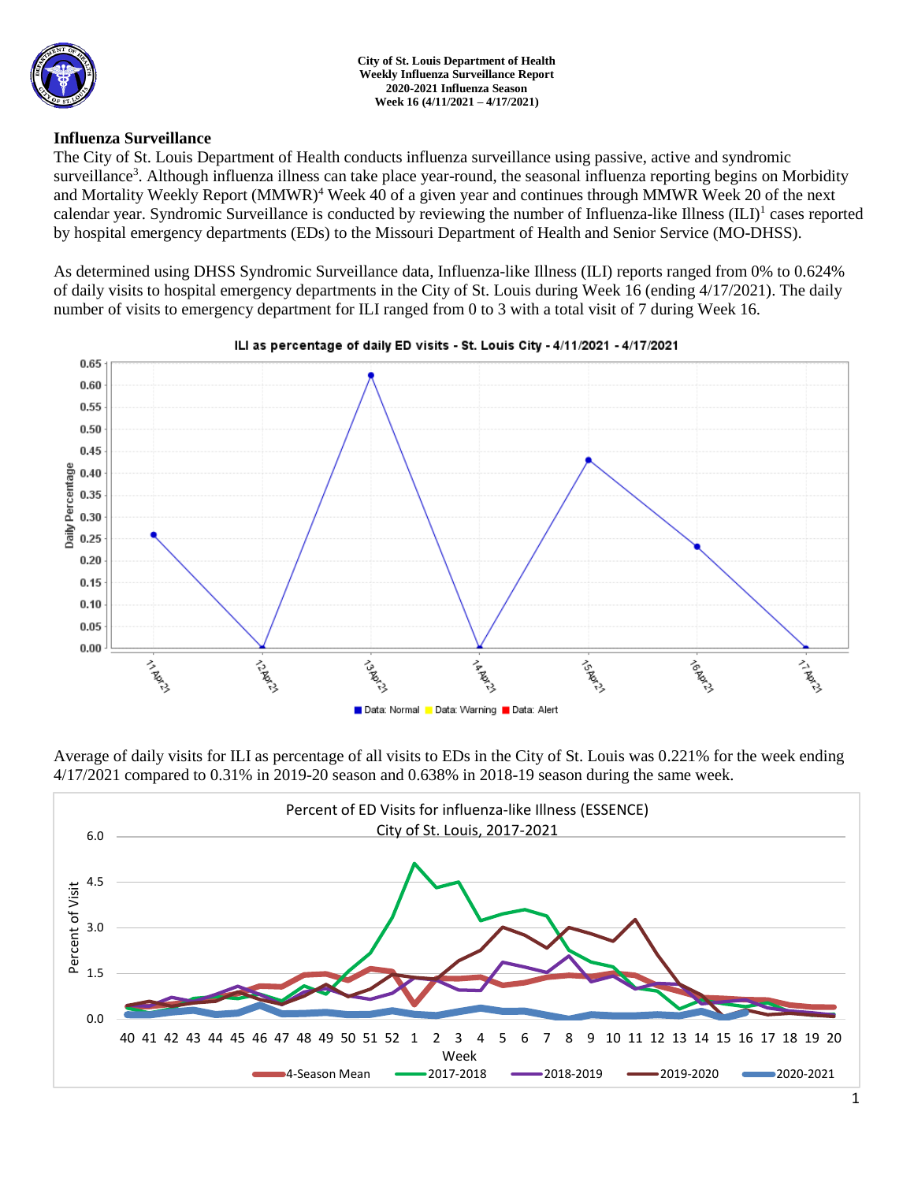**City of St. Louis Department of Health**
**Weekly Influenza Surveillance Report**
**2020-2021 Influenza Season**
**Week 16 (4/11/2021 – 4/17/2021)**

## Influenza Surveillance

The City of St. Louis Department of Health conducts influenza surveillance using passive, active and syndromic surveillance[3]. Although influenza illness can take place year-round, the seasonal influenza reporting begins on Morbidity and Mortality Weekly Report (MMWR)[4] Week 40 of a given year and continues through MMWR Week 20 of the next calendar year. Syndromic Surveillance is conducted by reviewing the number of Influenza-like Illness (ILI)[1] cases reported by hospital emergency departments (EDs) to the Missouri Department of Health and Senior Service (MO-DHSS).

As determined using DHSS Syndromic Surveillance data, Influenza-like Illness (ILI) reports ranged from 0% to 0.624% of daily visits to hospital emergency departments in the City of St. Louis during Week 16 (ending 4/17/2021). The daily number of visits to emergency department for ILI ranged from 0 to 3 with a total visit of 7 during Week 16.

ILI as percentage of daily ED visits - St. Louis City - 4/11/2021 - 4/17/2021

Average of daily visits for ILI as percentage of all visits to EDs in the City of St. Louis was 0.221% for the week ending 4/17/2021 compared to 0.31% in 2019-20 season and 0.638% in 2018-19 season during the same week.

Percent of ED Visits for influenza-like Illness (ESSENCE)
City of St. Louis, 2017-2021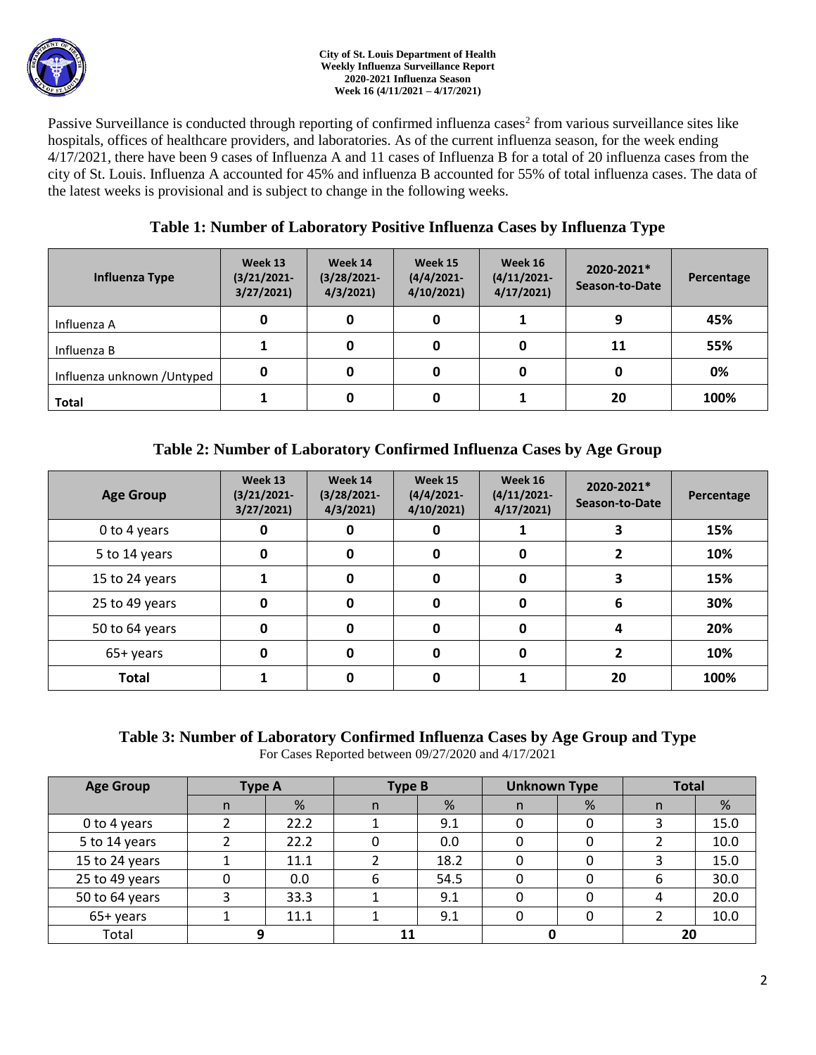Passive Surveillance is conducted through reporting of confirmed influenza cases[2] from various surveillance sites like hospitals, offices of healthcare providers, and laboratories. As of the current influenza season, for the week ending 4/17/2021, there have been 9 cases of Influenza A and 11 cases of Influenza B for a total of 20 influenza cases from the city of St. Louis. Influenza A accounted for 45% and influenza B accounted for 55% of total influenza cases. The data of the latest weeks is provisional and is subject to change in the following weeks.

## Table 1: Number of Laboratory Positive Influenza Cases by Influenza Type

| Influenza Type | Week 13 (3/21/2021-3/27/2021) | Week 14 (3/28/2021-4/3/2021) | Week 15 (4/4/2021-4/10/2021) | Week 16 (4/11/2021-4/17/2021) | 2020-2021* Season-to-Date | Percentage |
|---|---|---|---|---|---|---|
| Influenza A | 0 | 0 | 0 | 1 | 9 | 45% |
| Influenza B | 1 | 0 | 0 | 0 | 11 | 55% |
| Influenza unknown /Untyped | 0 | 0 | 0 | 0 | 0 | 0% |
| **Total** | 1 | 0 | 0 | 1 | 20 | 100% |

## Table 2: Number of Laboratory Confirmed Influenza Cases by Age Group

| Age Group | Week 13 (3/21/2021-3/27/2021) | Week 14 (3/28/2021-4/3/2021) | Week 15 (4/4/2021-4/10/2021) | Week 16 (4/11/2021-4/17/2021) | 2020-2021* Season-to-Date | Percentage |
|---|---|---|---|---|---|---|
| 0 to 4 years | 0 | 0 | 0 | 1 | 3 | 15% |
| 5 to 14 years | 0 | 0 | 0 | 0 | 2 | 10% |
| 15 to 24 years | 1 | 0 | 0 | 0 | 3 | 15% |
| 25 to 49 years | 0 | 0 | 0 | 0 | 6 | 30% |
| 50 to 64 years | 0 | 0 | 0 | 0 | 4 | 20% |
| 65+ years | 0 | 0 | 0 | 0 | 2 | 10% |
| **Total** | 1 | 0 | 0 | 1 | 20 | 100% |

## Table 3: Number of Laboratory Confirmed Influenza Cases by Age Group and Type

For Cases Reported between 09/27/2020 and 4/17/2021

| Age Group | Type A | | Type B | | Unknown Type | | Total | |
|---|---|---|---|---|---|---|---|---|
| | n | % | n | % | n | % | n | % |
| 0 to 4 years | 2 | 22.2 | 1 | 9.1 | 0 | 0 | 3 | 15.0 |
| 5 to 14 years | 2 | 22.2 | 0 | 0.0 | 0 | 0 | 2 | 10.0 |
| 15 to 24 years | 1 | 11.1 | 2 | 18.2 | 0 | 0 | 3 | 15.0 |
| 25 to 49 years | 0 | 0.0 | 6 | 54.5 | 0 | 0 | 6 | 30.0 |
| 50 to 64 years | 3 | 33.3 | 1 | 9.1 | 0 | 0 | 4 | 20.0 |
| 65+ years | 1 | 11.1 | 1 | 9.1 | 0 | 0 | 2 | 10.0 |
| Total | 9 | | 11 | | 0 | | 20 | |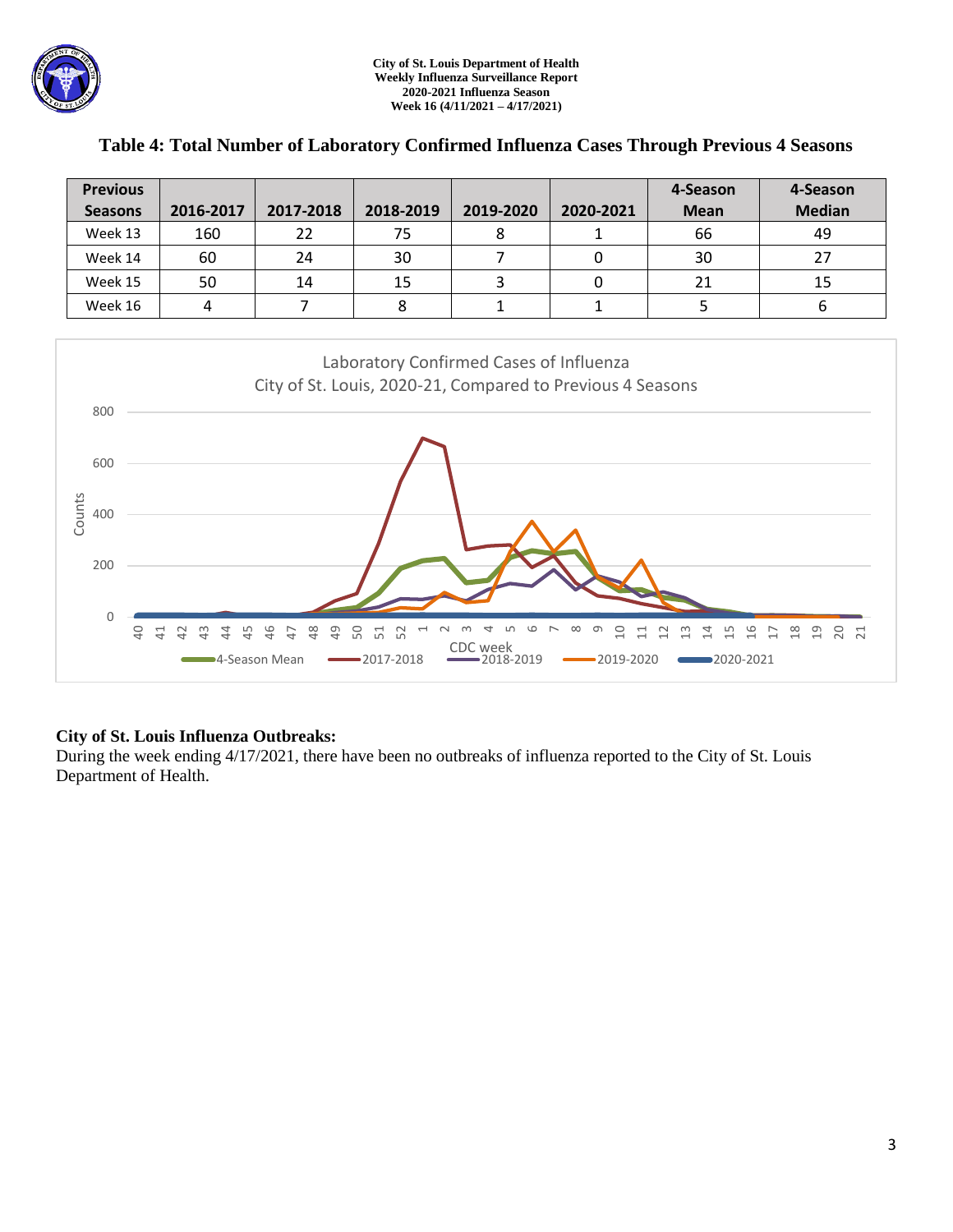## Table 4: Total Number of Laboratory Confirmed Influenza Cases Through Previous 4 Seasons

| Previous Seasons | 2016-2017 | 2017-2018 | 2018-2019 | 2019-2020 | 2020-2021 | 4-Season Mean | 4-Season Median |
|---|---|---|---|---|---|---|---|
| Week 13 | 160 | 22 | 75 | 8 | 1 | 66 | 49 |
| Week 14 | 60 | 24 | 30 | 7 | 0 | 30 | 27 |
| Week 15 | 50 | 14 | 15 | 3 | 0 | 21 | 15 |
| Week 16 | 4 | 7 | 8 | 1 | 1 | 5 | 6 |

Laboratory Confirmed Cases of Influenza
City of St. Louis, 2020-21, Compared to Previous 4 Seasons

**City of St. Louis Influenza Outbreaks:**
During the week ending 4/17/2021, there have been no outbreaks of influenza reported to the City of St. Louis Department of Health.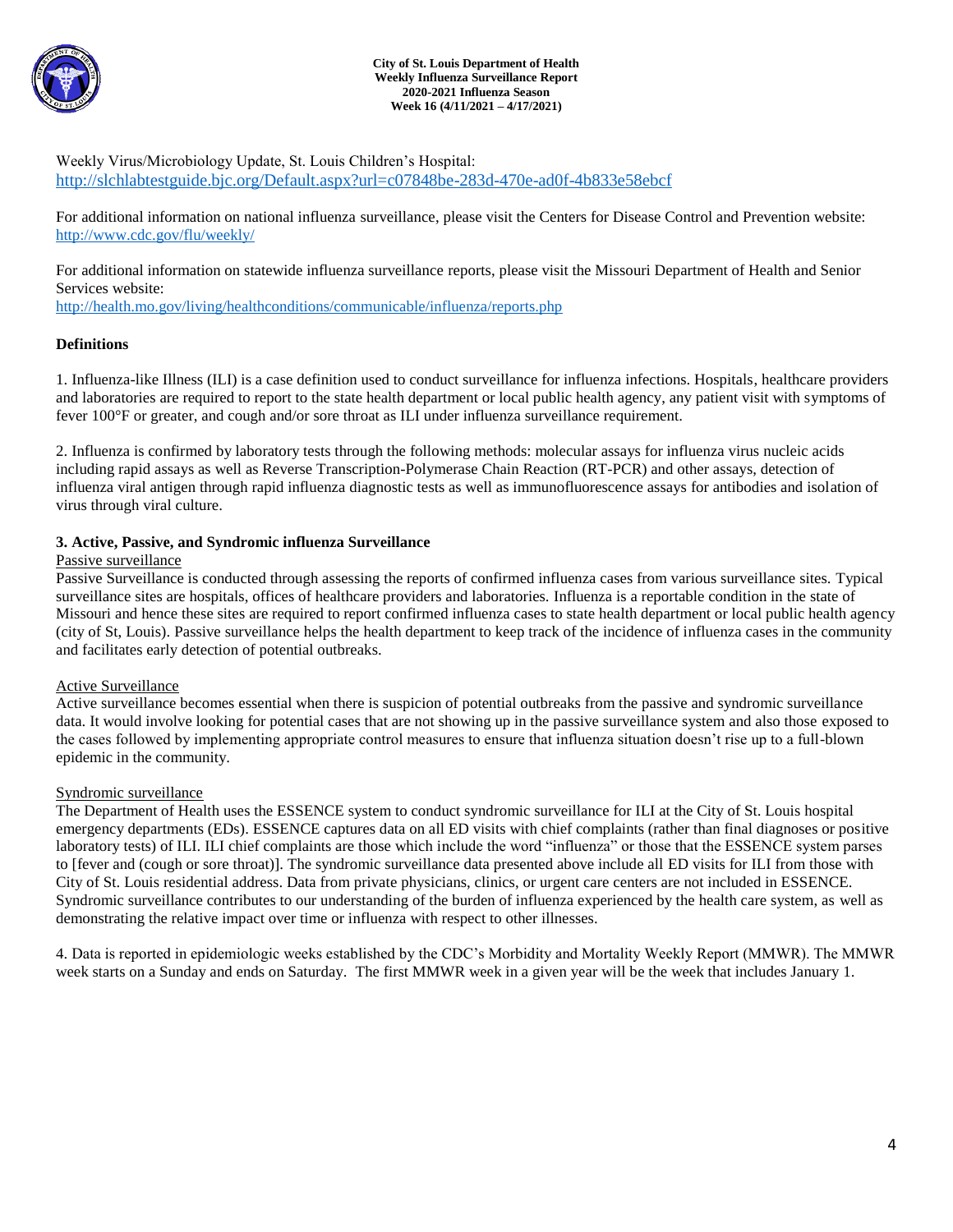Weekly Virus/Microbiology Update, St. Louis Children's Hospital:
http://slchlabtestguide.bjc.org/Default.aspx?url=c07848be-283d-470e-ad0f-4b833e58ebcf

For additional information on national influenza surveillance, please visit the Centers for Disease Control and Prevention website: http://www.cdc.gov/flu/weekly/

For additional information on statewide influenza surveillance reports, please visit the Missouri Department of Health and Senior Services website:
http://health.mo.gov/living/healthconditions/communicable/influenza/reports.php

**Definitions**

1. Influenza-like Illness (ILI) is a case definition used to conduct surveillance for influenza infections. Hospitals, healthcare providers and laboratories are required to report to the state health department or local public health agency, any patient visit with symptoms of fever 100°F or greater, and cough and/or sore throat as ILI under influenza surveillance requirement.

2. Influenza is confirmed by laboratory tests through the following methods: molecular assays for influenza virus nucleic acids including rapid assays as well as Reverse Transcription-Polymerase Chain Reaction (RT-PCR) and other assays, detection of influenza viral antigen through rapid influenza diagnostic tests as well as immunofluorescence assays for antibodies and isolation of virus through viral culture.

**3. Active, Passive, and Syndromic influenza Surveillance**

Passive surveillance

Passive Surveillance is conducted through assessing the reports of confirmed influenza cases from various surveillance sites. Typical surveillance sites are hospitals, offices of healthcare providers and laboratories. Influenza is a reportable condition in the state of Missouri and hence these sites are required to report confirmed influenza cases to state health department or local public health agency (city of St, Louis). Passive surveillance helps the health department to keep track of the incidence of influenza cases in the community and facilitates early detection of potential outbreaks.

Active Surveillance

Active surveillance becomes essential when there is suspicion of potential outbreaks from the passive and syndromic surveillance data. It would involve looking for potential cases that are not showing up in the passive surveillance system and also those exposed to the cases followed by implementing appropriate control measures to ensure that influenza situation doesn't rise up to a full-blown epidemic in the community.

Syndromic surveillance

The Department of Health uses the ESSENCE system to conduct syndromic surveillance for ILI at the City of St. Louis hospital emergency departments (EDs). ESSENCE captures data on all ED visits with chief complaints (rather than final diagnoses or positive laboratory tests) of ILI. ILI chief complaints are those which include the word "influenza" or those that the ESSENCE system parses to [fever and (cough or sore throat)]. The syndromic surveillance data presented above include all ED visits for ILI from those with City of St. Louis residential address. Data from private physicians, clinics, or urgent care centers are not included in ESSENCE. Syndromic surveillance contributes to our understanding of the burden of influenza experienced by the health care system, as well as demonstrating the relative impact over time or influenza with respect to other illnesses.

4. Data is reported in epidemiologic weeks established by the CDC's Morbidity and Mortality Weekly Report (MMWR). The MMWR week starts on a Sunday and ends on Saturday. The first MMWR week in a given year will be the week that includes January 1.